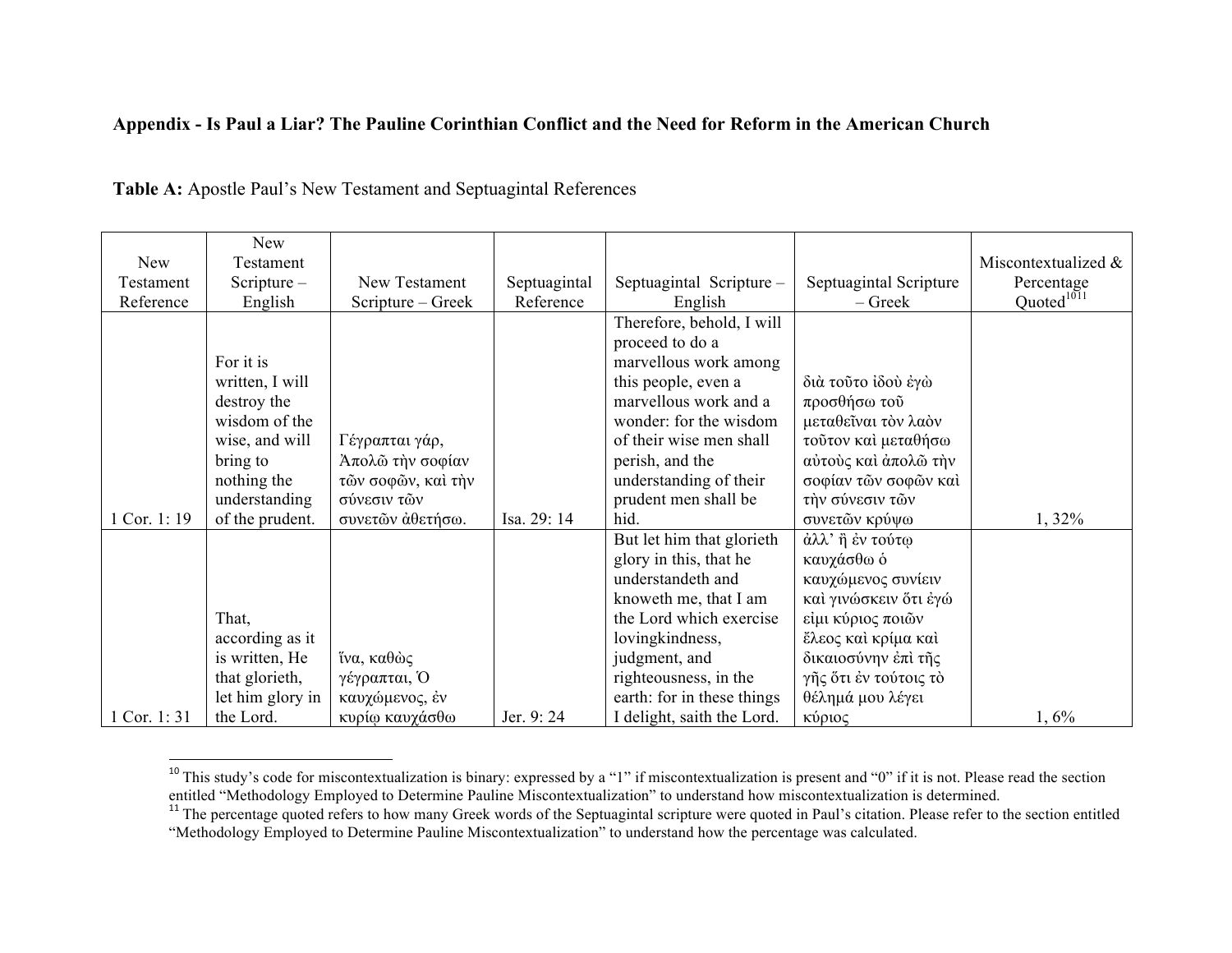**Appendix - Is Paul a Liar? The Pauline Corinthian Conflict and the Need for Reform in the American Church**

**Table A:** Apostle Paul's New Testament and Septuagintal References

| New Testament Reference | New Testament Scripture – English | New Testament Scripture – Greek | Septuagintal Reference | Septuagintal Scripture – English | Septuagintal Scripture – Greek | Miscontextualized & Percentage Quoted[10][11] |
|---|---|---|---|---|---|---|
| 1 Cor. 1: 19 | For it is written, I will destroy the wisdom of the wise, and will bring to nothing the understanding of the prudent. | Γέγραπται γάρ, Ἀπολῶ τὴν σοφίαν τῶν σοφῶν, καὶ τὴν σύνεσιν τῶν συνετῶν ἀθετήσω. | Isa. 29: 14 | Therefore, behold, I will proceed to do a marvellous work among this people, even a marvellous work and a wonder: for the wisdom of their wise men shall perish, and the understanding of their prudent men shall be hid. | διὰ τοῦτο ἰδοὺ ἐγὼ προσθήσω τοῦ μεταθεῖναι τὸν λαὸν τοῦτον καὶ μεταθήσω αὐτοὺς καὶ ἀπολῶ τὴν σοφίαν τῶν σοφῶν καὶ τὴν σύνεσιν τῶν συνετῶν κρύψω | 1, 32% |
| 1 Cor. 1: 31 | That, according as it is written, He that glorieth, let him glory in the Lord. | ἵνα, καθὼς γέγραπται, Ὁ καυχώμενος, ἐν κυρίῳ καυχάσθω | Jer. 9: 24 | But let him that glorieth glory in this, that he understandeth and knoweth me, that I am the Lord which exercise lovingkindness, judgment, and righteousness, in the earth: for in these things I delight, saith the Lord. | ἀλλ' ἢ ἐν τούτῳ καυχάσθω ὁ καυχώμενος συνίειν καὶ γινώσκειν ὅτι ἐγώ εἰμι κύριος ποιῶν ἔλεος καὶ κρίμα καὶ δικαιοσύνην ἐπὶ τῆς γῆς ὅτι ἐν τούτοις τὸ θέλημά μου λέγει κύριος | 1, 6% |

[10] This study's code for miscontextualization is binary: expressed by a "1" if miscontextualization is present and "0" if it is not. Please read the section entitled "Methodology Employed to Determine Pauline Miscontextualization" to understand how miscontextualization is determined.

[11] The percentage quoted refers to how many Greek words of the Septuagintal scripture were quoted in Paul's citation. Please refer to the section entitled "Methodology Employed to Determine Pauline Miscontextualization" to understand how the percentage was calculated.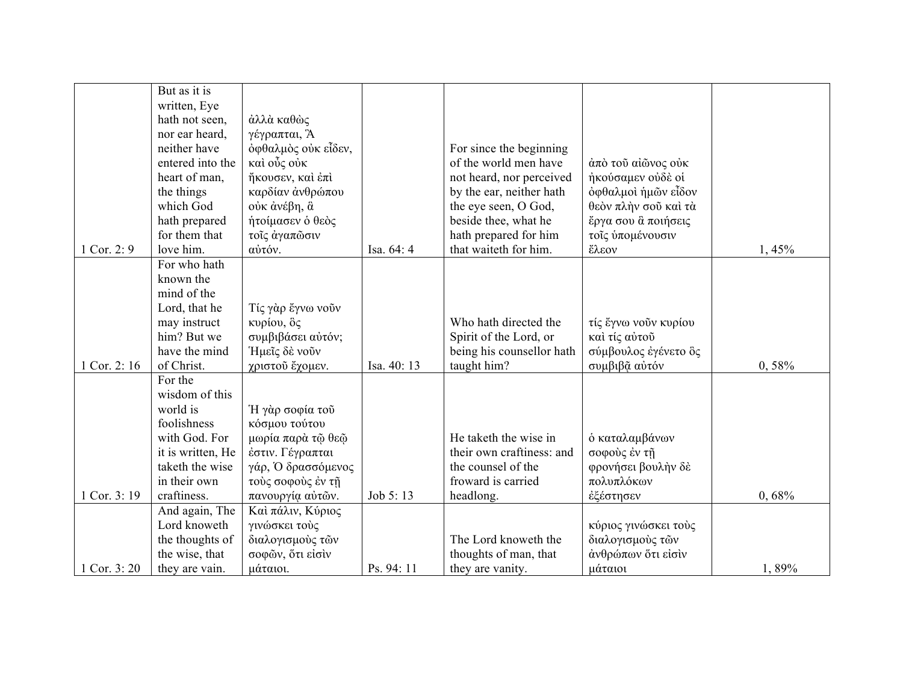| 1 Cor. 2: 9 | But as it is written, Eye hath not seen, nor ear heard, neither have entered into the heart of man, the things which God hath prepared for them that love him. | ἀλλὰ καθὼς γέγραπται, Ἃ ὀφθαλμὸς οὐκ εἶδεν, καὶ οὖς οὐκ ἤκουσεν, καὶ ἐπὶ καρδίαν ἀνθρώπου οὐκ ἀνέβη, ἃ ἡτοίμασεν ὁ θεὸς τοῖς ἀγαπῶσιν αὐτόν. | Isa. 64: 4 | For since the beginning of the world men have not heard, nor perceived by the ear, neither hath the eye seen, O God, beside thee, what he hath prepared for him that waiteth for him. | ἀπὸ τοῦ αἰῶνος οὐκ ἠκούσαμεν οὐδὲ οἱ ὀφθαλμοὶ ἡμῶν εἶδον θεὸν πλὴν σοῦ καὶ τὰ ἔργα σου ἃ ποιήσεις τοῖς ὑπομένουσιν ἔλεον | 1, 45% |
|---|---|---|---|---|---|---|
| 1 Cor. 2: 16 | For who hath known the mind of the Lord, that he may instruct him? But we have the mind of Christ. | Τίς γὰρ ἔγνω νοῦν κυρίου, ὃς συμβιβάσει αὐτόν; Ἡμεῖς δὲ νοῦν χριστοῦ ἔχομεν. | Isa. 40: 13 | Who hath directed the Spirit of the Lord, or being his counsellor hath taught him? | τίς ἔγνω νοῦν κυρίου καὶ τίς αὐτοῦ σύμβουλος ἐγένετο ὃς συμβιβᾷ αὐτόν | 0, 58% |
| 1 Cor. 3: 19 | For the wisdom of this world is foolishness with God. For it is written, He taketh the wise in their own craftiness. | Ἡ γὰρ σοφία τοῦ κόσμου τούτου μωρία παρὰ τῷ θεῷ ἐστιν. Γέγραπται γάρ, Ὁ δρασσόμενος τοὺς σοφοὺς ἐν τῇ πανουργίᾳ αὐτῶν. | Job 5: 13 | He taketh the wise in their own craftiness: and the counsel of the froward is carried headlong. | ὁ καταλαμβάνων σοφοὺς ἐν τῇ φρονήσει βουλὴν δὲ πολυπλόκων ἐξέστησεν | 0, 68% |
| 1 Cor. 3: 20 | And again, The Lord knoweth the thoughts of the wise, that they are vain. | Καὶ πάλιν, Κύριος γινώσκει τοὺς διαλογισμοὺς τῶν σοφῶν, ὅτι εἰσὶν μάταιοι. | Ps. 94: 11 | The Lord knoweth the thoughts of man, that they are vanity. | κύριος γινώσκει τοὺς διαλογισμοὺς τῶν ἀνθρώπων ὅτι εἰσὶν μάταιοι | 1, 89% |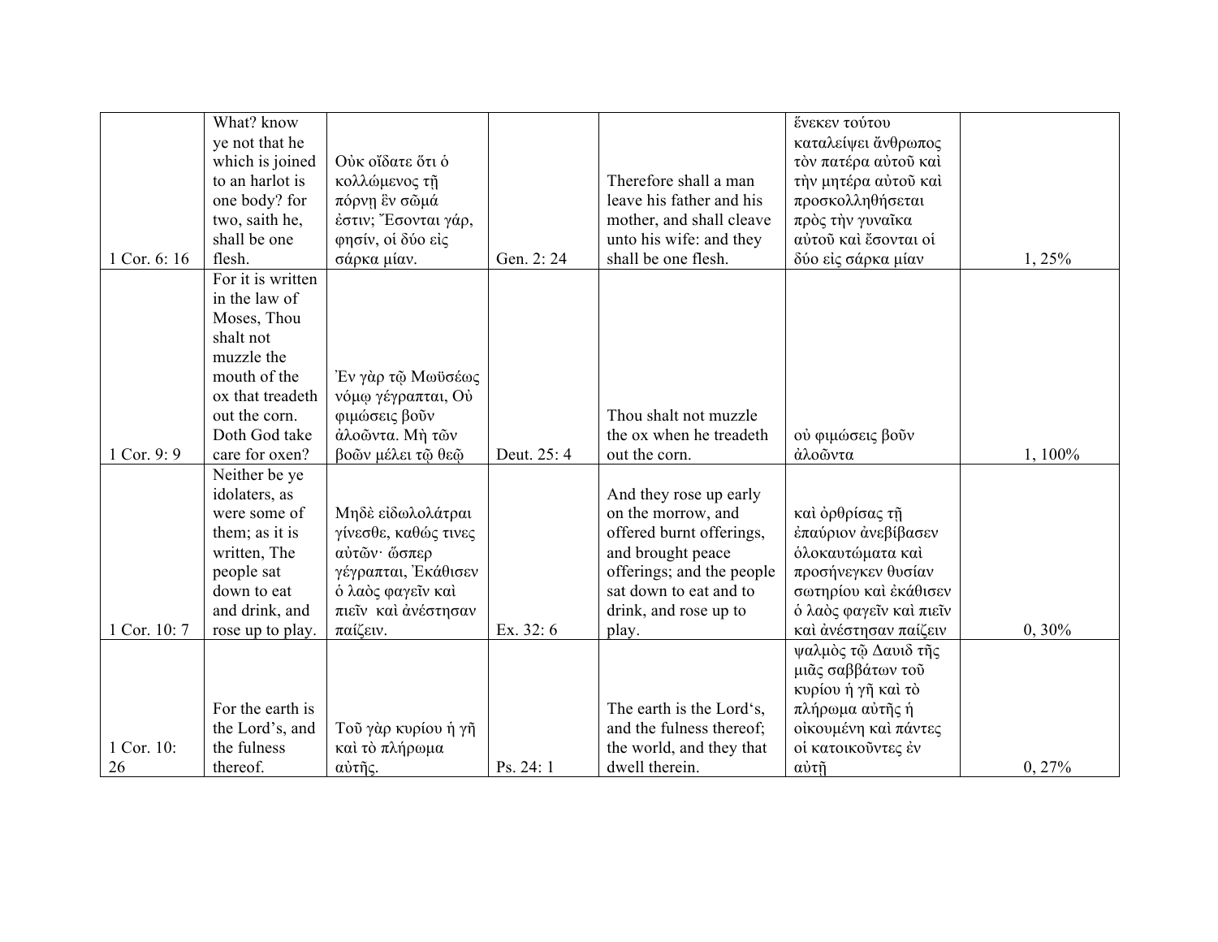| | | | | | | |
|---|---|---|---|---|---|---|
| 1 Cor. 6: 16 | What? know ye not that he which is joined to an harlot is one body? for two, saith he, shall be one flesh. | Οὐκ οἴδατε ὅτι ὁ κολλώμενος τῇ πόρνῃ ἓν σῶμά ἐστιν; Ἔσονται γάρ, φησίν, οἱ δύο εἰς σάρκα μίαν. | Gen. 2: 24 | Therefore shall a man leave his father and his mother, and shall cleave unto his wife: and they shall be one flesh. | ἕνεκεν τούτου καταλείψει ἄνθρωπος τὸν πατέρα αὐτοῦ καὶ τὴν μητέρα αὐτοῦ καὶ προσκολληθήσεται πρὸς τὴν γυναῖκα αὐτοῦ καὶ ἔσονται οἱ δύο εἰς σάρκα μίαν | 1, 25% |
| 1 Cor. 9: 9 | For it is written in the law of Moses, Thou shalt not muzzle the mouth of the ox that treadeth out the corn. Doth God take care for oxen? | Ἐν γὰρ τῷ Μωϋσέως νόμῳ γέγραπται, Οὐ φιμώσεις βοῦν ἀλοῶντα. Μὴ τῶν βοῶν μέλει τῷ θεῷ | Deut. 25: 4 | Thou shalt not muzzle the ox when he treadeth out the corn. | οὐ φιμώσεις βοῦν ἀλοῶντα | 1, 100% |
| 1 Cor. 10: 7 | Neither be ye idolaters, as were some of them; as it is written, The people sat down to eat and drink, and rose up to play. | Μηδὲ εἰδωλολάτραι γίνεσθε, καθώς τινες αὐτῶν· ὥσπερ γέγραπται, Ἐκάθισεν ὁ λαὸς φαγεῖν καὶ πιεῖν καὶ ἀνέστησαν παίζειν. | Ex. 32: 6 | And they rose up early on the morrow, and offered burnt offerings, and brought peace offerings; and the people sat down to eat and to drink, and rose up to play. | καὶ ὀρθρίσας τῇ ἐπαύριον ἀνεβίβασεν ὁλοκαυτώματα καὶ προσήνεγκεν θυσίαν σωτηρίου καὶ ἐκάθισεν ὁ λαὸς φαγεῖν καὶ πιεῖν καὶ ἀνέστησαν παίζειν | 0, 30% |
| 1 Cor. 10: 26 | For the earth is the Lord's, and the fulness thereof. | Τοῦ γὰρ κυρίου ἡ γῆ καὶ τὸ πλήρωμα αὐτῆς. | Ps. 24: 1 | The earth is the Lord's, and the fulness thereof; the world, and they that dwell therein. | ψαλμὸς τῷ Δαυιδ τῆς μιᾶς σαββάτων τοῦ κυρίου ἡ γῆ καὶ τὸ πλήρωμα αὐτῆς ἡ οἰκουμένη καὶ πάντες οἱ κατοικοῦντες ἐν αὐτῇ | 0, 27% |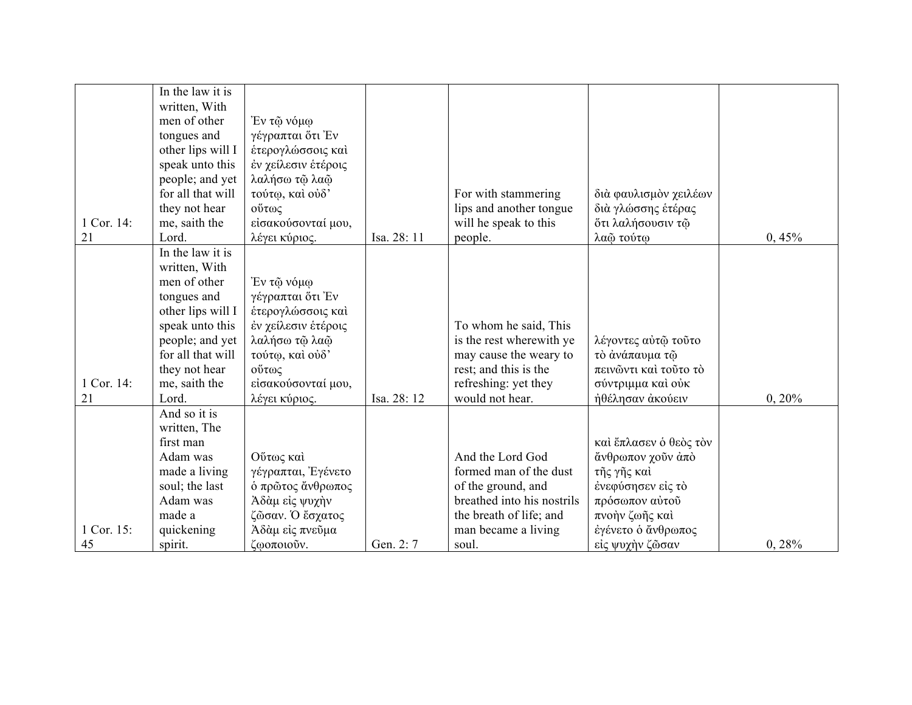| | | | | | | |
|---|---|---|---|---|---|---|
| 1 Cor. 14: 21 | In the law it is written, With men of other tongues and other lips will I speak unto this people; and yet for all that will they not hear me, saith the Lord. | Ἐν τῷ νόμῳ γέγραπται ὅτι Ἐν ἑτερογλώσσοις καὶ ἐν χείλεσιν ἑτέροις λαλήσω τῷ λαῷ τούτῳ, καὶ οὐδ᾽ οὕτως εἰσακούσονταί μου, λέγει κύριος. | Isa. 28: 11 | For with stammering lips and another tongue will he speak to this people. | διὰ φαυλισμὸν χειλέων διὰ γλώσσης ἑτέρας ὅτι λαλήσουσιν τῷ λαῷ τούτῳ | 0, 45% |
| 1 Cor. 14: 21 | In the law it is written, With men of other tongues and other lips will I speak unto this people; and yet for all that will they not hear me, saith the Lord. | Ἐν τῷ νόμῳ γέγραπται ὅτι Ἐν ἑτερογλώσσοις καὶ ἐν χείλεσιν ἑτέροις λαλήσω τῷ λαῷ τούτῳ, καὶ οὐδ᾽ οὕτως εἰσακούσονταί μου, λέγει κύριος. | Isa. 28: 12 | To whom he said, This is the rest wherewith ye may cause the weary to rest; and this is the refreshing: yet they would not hear. | λέγοντες αὐτῷ τοῦτο τὸ ἀνάπαυμα τῷ πεινῶντι καὶ τοῦτο τὸ σύντριμμα καὶ οὐκ ἠθέλησαν ἀκούειν | 0, 20% |
| 1 Cor. 15: 45 | And so it is written, The first man Adam was made a living soul; the last Adam was made a quickening spirit. | Οὕτως καὶ γέγραπται, Ἐγένετο ὁ πρῶτος ἄνθρωπος Ἀδὰμ εἰς ψυχὴν ζῶσαν. Ὁ ἔσχατος Ἀδὰμ εἰς πνεῦμα ζῳοποιοῦν. | Gen. 2: 7 | And the Lord God formed man of the dust of the ground, and breathed into his nostrils the breath of life; and man became a living soul. | καὶ ἔπλασεν ὁ θεὸς τὸν ἄνθρωπον χοῦν ἀπὸ τῆς γῆς καὶ ἐνεφύσησεν εἰς τὸ πρόσωπον αὐτοῦ πνοὴν ζωῆς καὶ ἐγένετο ὁ ἄνθρωπος εἰς ψυχὴν ζῶσαν | 0, 28% |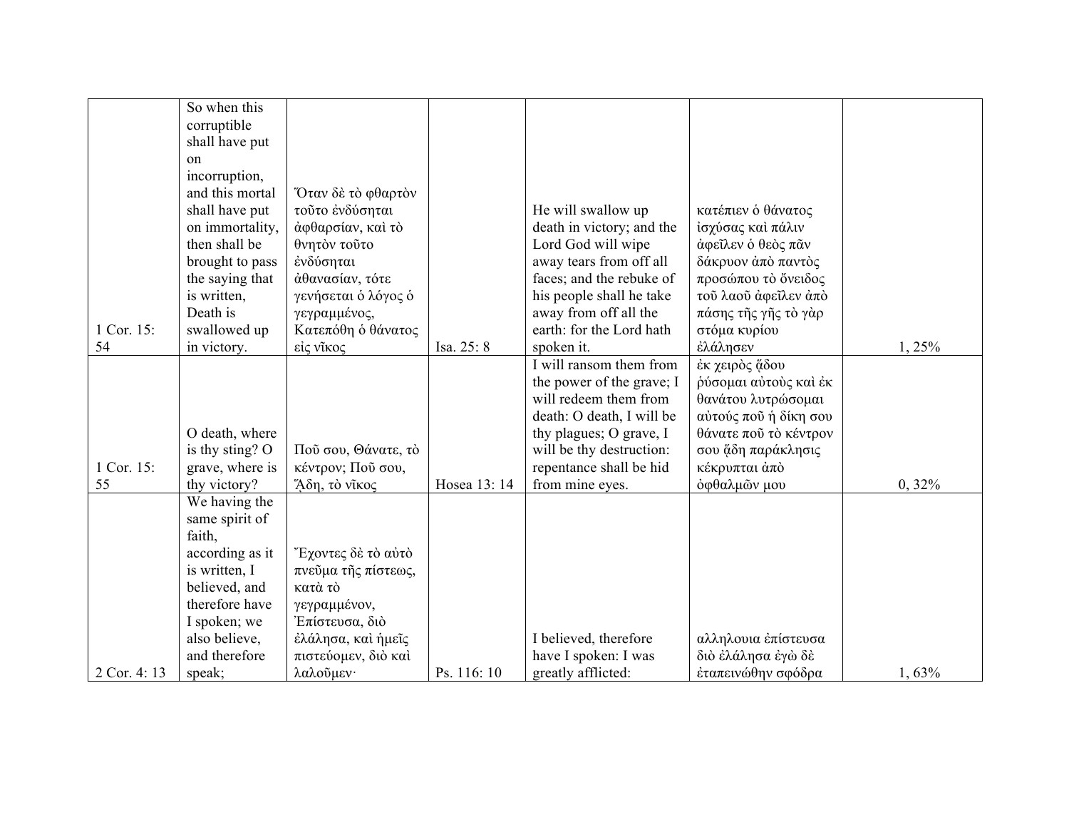| 1 Cor. 15: 54 | So when this corruptible shall have put on incorruption, and this mortal shall have put on immortality, then shall be brought to pass the saying that is written, Death is swallowed up in victory. | Ὅταν δὲ τὸ φθαρτὸν τοῦτο ἐνδύσηται ἀφθαρσίαν, καὶ τὸ θνητὸν τοῦτο ἐνδύσηται ἀθανασίαν, τότε γενήσεται ὁ λόγος ὁ γεγραμμένος, Κατεπόθη ὁ θάνατος εἰς νῖκος | Isa. 25: 8 | He will swallow up death in victory; and the Lord God will wipe away tears from off all faces; and the rebuke of his people shall he take away from off all the earth: for the Lord hath spoken it. | κατέπιεν ὁ θάνατος ἰσχύσας καὶ πάλιν ἀφεῖλεν ὁ θεὸς πᾶν δάκρυον ἀπὸ παντὸς προσώπου τὸ ὄνειδος τοῦ λαοῦ ἀφεῖλεν ἀπὸ πάσης τῆς γῆς τὸ γὰρ στόμα κυρίου ἐλάλησεν | 1, 25% |
|---|---|---|---|---|---|---|
| 1 Cor. 15: 55 | O death, where is thy sting? O grave, where is thy victory? | Ποῦ σου, Θάνατε, τὸ κέντρον; Ποῦ σου, Ἅδη, τὸ νῖκος | Hosea 13: 14 | I will ransom them from the power of the grave; I will redeem them from death: O death, I will be thy plagues; O grave, I will be thy destruction: repentance shall be hid from mine eyes. | ἐκ χειρὸς ᾅδου ῥύσομαι αὐτοὺς καὶ ἐκ θανάτου λυτρώσομαι αὐτούς ποῦ ἡ δίκη σου θάνατε ποῦ τὸ κέντρον σου ᾅδη παράκλησις κέκρυπται ἀπὸ ὀφθαλμῶν μου | 0, 32% |
| 2 Cor. 4: 13 | We having the same spirit of faith, according as it is written, I believed, and therefore have I spoken; we also believe, and therefore speak; | Ἔχοντες δὲ τὸ αὐτὸ πνεῦμα τῆς πίστεως, κατὰ τὸ γεγραμμένον, Ἐπίστευσα, διὸ ἐλάλησα, καὶ ἡμεῖς πιστεύομεν, διὸ καὶ λαλοῦμεν· | Ps. 116: 10 | I believed, therefore have I spoken: I was greatly afflicted: | αλληλουια ἐπίστευσα διὸ ἐλάλησα ἐγὼ δὲ ἐταπεινώθην σφόδρα | 1, 63% |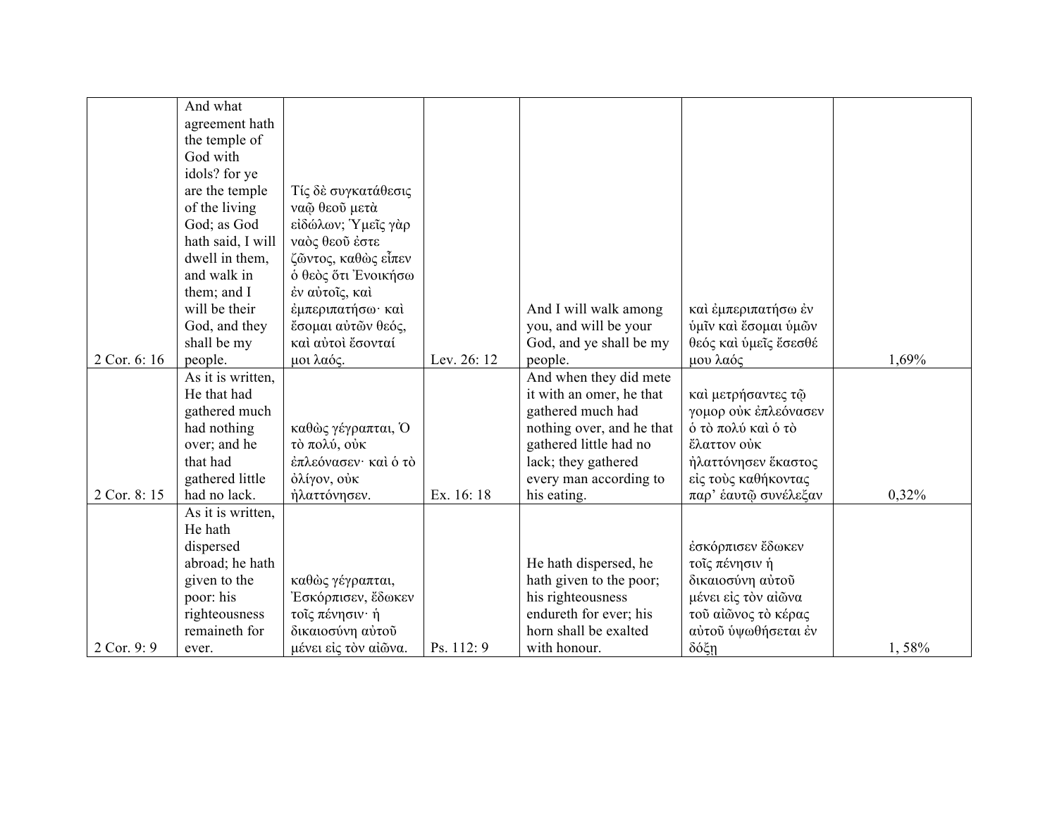| | | | | | | |
|---|---|---|---|---|---|---|
| 2 Cor. 6: 16 | And what agreement hath the temple of God with idols? for ye are the temple of the living God; as God hath said, I will dwell in them, and walk in them; and I will be their God, and they shall be my people. | Τίς δὲ συγκατάθεσις ναῷ θεοῦ μετὰ εἰδώλων; Ὑμεῖς γὰρ ναὸς θεοῦ ἐστε ζῶντος, καθὼς εἶπεν ὁ θεὸς ὅτι Ἐνοικήσω ἐν αὐτοῖς, καὶ ἐμπεριπατήσω· καὶ ἔσομαι αὐτῶν θεός, καὶ αὐτοὶ ἔσονταί μοι λαός. | Lev. 26: 12 | And I will walk among you, and will be your God, and ye shall be my people. | καὶ ἐμπεριπατήσω ἐν ὑμῖν καὶ ἔσομαι ὑμῶν θεός καὶ ὑμεῖς ἔσεσθέ μου λαός | 1,69% |
| 2 Cor. 8: 15 | As it is written, He that had gathered much had nothing over; and he that had gathered little had no lack. | καθὼς γέγραπται, Ὁ τὸ πολύ, οὐκ ἐπλεόνασεν· καὶ ὁ τὸ ὀλίγον, οὐκ ἠλαττόνησεν. | Ex. 16: 18 | And when they did mete it with an omer, he that gathered much had nothing over, and he that gathered little had no lack; they gathered every man according to his eating. | καὶ μετρήσαντες τῷ γομορ οὐκ ἐπλεόνασεν ὁ τὸ πολύ καὶ ὁ τὸ ἔλαττον οὐκ ἠλαττόνησεν ἕκαστος εἰς τοὺς καθήκοντας παρ’ ἑαυτῷ συνέλεξαν | 0,32% |
| 2 Cor. 9: 9 | As it is written, He hath dispersed abroad; he hath given to the poor: his righteousness remaineth for ever. | καθὼς γέγραπται, Ἐσκόρπισεν, ἔδωκεν τοῖς πένησιν· ἡ δικαιοσύνη αὐτοῦ μένει εἰς τὸν αἰῶνα. | Ps. 112: 9 | He hath dispersed, he hath given to the poor; his righteousness endureth for ever; his horn shall be exalted with honour. | ἐσκόρπισεν ἔδωκεν τοῖς πένησιν ἡ δικαιοσύνη αὐτοῦ μένει εἰς τὸν αἰῶνα τοῦ αἰῶνος τὸ κέρας αὐτοῦ ὑψωθήσεται ἐν δόξῃ | 1, 58% |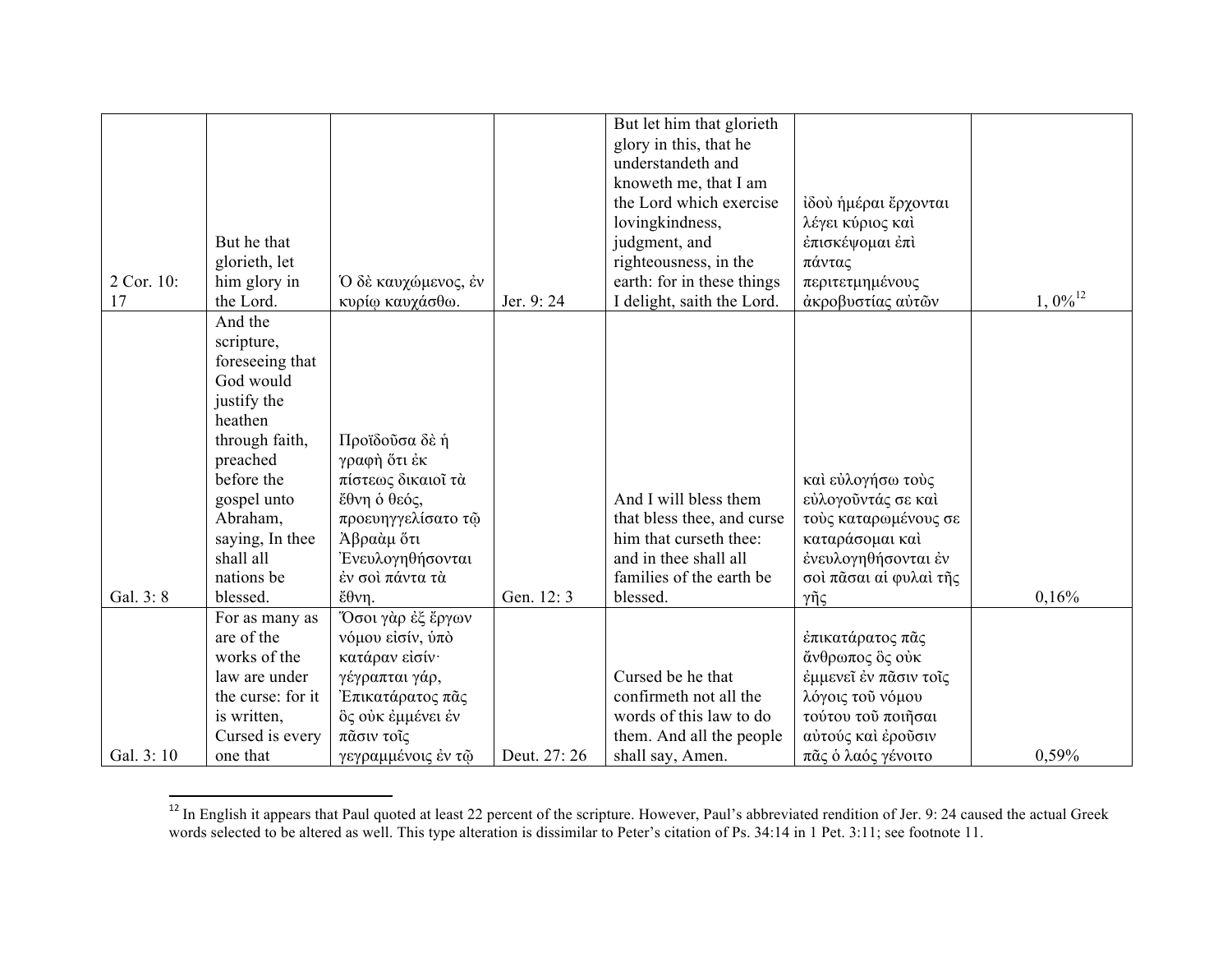| | | | | | | |
|---|---|---|---|---|---|---|
| 2 Cor. 10: 17 | But he that glorieth, let him glory in the Lord. | Ὁ δὲ καυχώμενος, ἐν κυρίῳ καυχάσθω. | Jer. 9: 24 | But let him that glorieth glory in this, that he understandeth and knoweth me, that I am the Lord which exercise lovingkindness, judgment, and righteousness, in the earth: for in these things I delight, saith the Lord. | ἰδοὺ ἡμέραι ἔρχονται λέγει κύριος καὶ ἐπισκέψομαι ἐπὶ πάντας περιτετμημένους ἀκροβυστίας αὐτῶν | 1, 0%[12] |
| Gal. 3: 8 | And the scripture, foreseeing that God would justify the heathen through faith, preached before the gospel unto Abraham, saying, In thee shall all nations be blessed. | Προϊδοῦσα δὲ ἡ γραφὴ ὅτι ἐκ πίστεως δικαιοῖ τὰ ἔθνη ὁ θεός, προευηγγελίσατο τῷ Ἀβραὰμ ὅτι Ἐνευλογηθήσονται ἐν σοὶ πάντα τὰ ἔθνη. | Gen. 12: 3 | And I will bless them that bless thee, and curse him that curseth thee: and in thee shall all families of the earth be blessed. | καὶ εὐλογήσω τοὺς εὐλογοῦντάς σε καὶ τοὺς καταρωμένους σε καταράσομαι καὶ ἐνευλογηθήσονται ἐν σοὶ πᾶσαι αἱ φυλαὶ τῆς γῆς | 0,16% |
| Gal. 3: 10 | For as many as are of the works of the law are under the curse: for it is written, Cursed is every one that | Ὅσοι γὰρ ἐξ ἔργων νόμου εἰσίν, ὑπὸ κατάραν εἰσίν· γέγραπται γάρ, Ἐπικατάρατος πᾶς ὃς οὐκ ἐμμένει ἐν πᾶσιν τοῖς γεγραμμένοις ἐν τῷ | Deut. 27: 26 | Cursed be he that confirmeth not all the words of this law to do them. And all the people shall say, Amen. | ἐπικατάρατος πᾶς ἄνθρωπος ὃς οὐκ ἐμμενεῖ ἐν πᾶσιν τοῖς λόγοις τοῦ νόμου τούτου τοῦ ποιῆσαι αὐτούς καὶ ἐροῦσιν πᾶς ὁ λαός γένοιτο | 0,59% |

[12] In English it appears that Paul quoted at least 22 percent of the scripture. However, Paul's abbreviated rendition of Jer. 9: 24 caused the actual Greek words selected to be altered as well. This type alteration is dissimilar to Peter's citation of Ps. 34:14 in 1 Pet. 3:11; see footnote 11.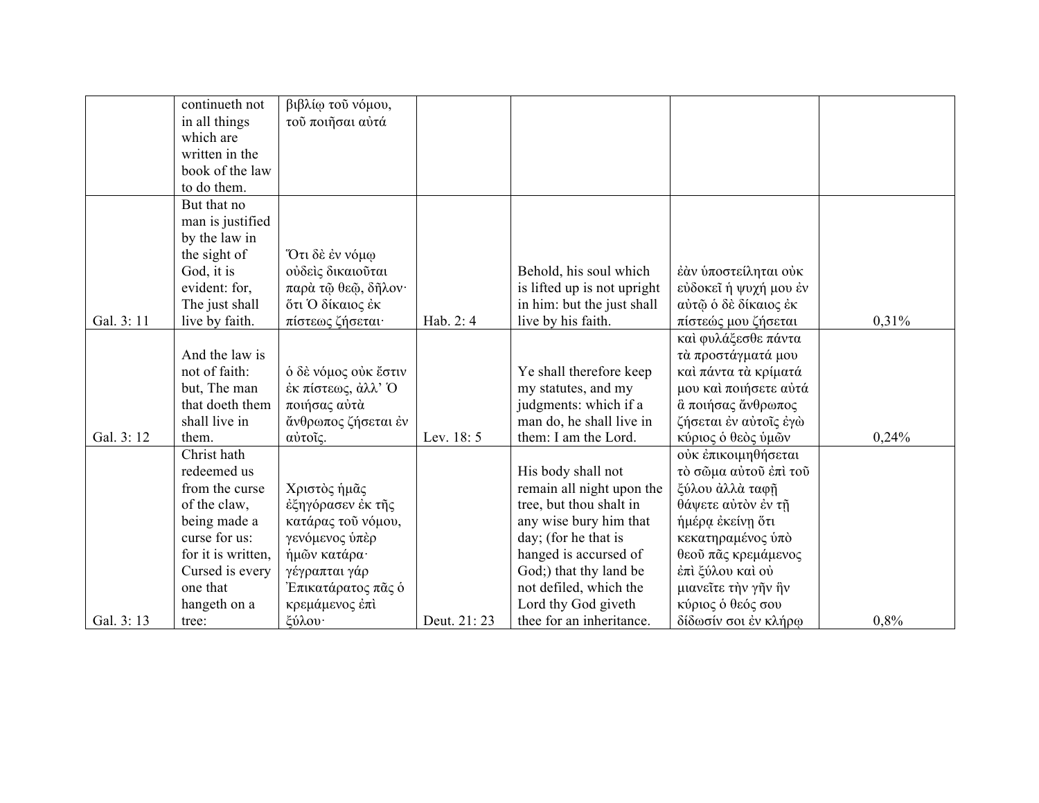| | | | | | | |
|---|---|---|---|---|---|---|
| | continueth not in all things which are written in the book of the law to do them. | βιβλίῳ τοῦ νόμου, τοῦ ποιῆσαι αὐτά | | | | |
| Gal. 3: 11 | But that no man is justified by the law in the sight of God, it is evident: for, The just shall live by faith. | Ὅτι δὲ ἐν νόμῳ οὐδεὶς δικαιοῦται παρὰ τῷ θεῷ, δῆλον· ὅτι Ὁ δίκαιος ἐκ πίστεως ζήσεται· | Hab. 2: 4 | Behold, his soul which is lifted up is not upright in him: but the just shall live by his faith. | ἐὰν ὑποστείληται οὐκ εὐδοκεῖ ἡ ψυχή μου ἐν αὐτῷ ὁ δὲ δίκαιος ἐκ πίστεώς μου ζήσεται | 0,31% |
| Gal. 3: 12 | And the law is not of faith: but, The man that doeth them shall live in them. | ὁ δὲ νόμος οὐκ ἔστιν ἐκ πίστεως, ἀλλ' Ὁ ποιήσας αὐτὰ ἄνθρωπος ζήσεται ἐν αὐτοῖς. | Lev. 18: 5 | Ye shall therefore keep my statutes, and my judgments: which if a man do, he shall live in them: I am the Lord. | καὶ φυλάξεσθε πάντα τὰ προστάγματά μου καὶ πάντα τὰ κρίματά μου καὶ ποιήσετε αὐτά ἃ ποιήσας ἄνθρωπος ζήσεται ἐν αὐτοῖς ἐγὼ κύριος ὁ θεὸς ὑμῶν | 0,24% |
| Gal. 3: 13 | Christ hath redeemed us from the curse of the claw, being made a curse for us: for it is written, Cursed is every one that hangeth on a tree: | Χριστὸς ἡμᾶς ἐξηγόρασεν ἐκ τῆς κατάρας τοῦ νόμου, γενόμενος ὑπὲρ ἡμῶν κατάρα· γέγραπται γάρ Ἐπικατάρατος πᾶς ὁ κρεμάμενος ἐπὶ ξύλου· | Deut. 21: 23 | His body shall not remain all night upon the tree, but thou shalt in any wise bury him that day; (for he that is hanged is accursed of God;) that thy land be not defiled, which the Lord thy God giveth thee for an inheritance. | οὐκ ἐπικοιμηθήσεται τὸ σῶμα αὐτοῦ ἐπὶ τοῦ ξύλου ἀλλὰ ταφῇ θάψετε αὐτὸν ἐν τῇ ἡμέρᾳ ἐκείνῃ ὅτι κεκατηραμένος ὑπὸ θεοῦ πᾶς κρεμάμενος ἐπὶ ξύλου καὶ οὐ μιανεῖτε τὴν γῆν ἣν κύριος ὁ θεός σου δίδωσίν σοι ἐν κλήρῳ | 0,8% |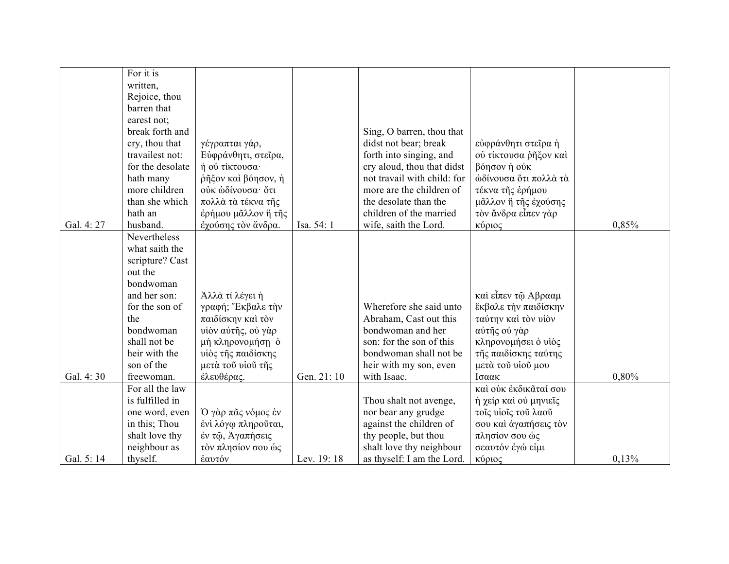| | | | | | | |
|---|---|---|---|---|---|---|
| Gal. 4: 27 | For it is written, Rejoice, thou barren that earest not; break forth and cry, thou that travailest not: for the desolate hath many more children than she which hath an husband. | γέγραπται γάρ, Εὐφράνθητι, στεῖρα, ἡ οὐ τίκτουσα· ῥῆξον καὶ βόησον, ἡ οὐκ ὠδίνουσα· ὅτι πολλὰ τὰ τέκνα τῆς ἐρήμου μᾶλλον ἢ τῆς ἐχούσης τὸν ἄνδρα. | Isa. 54: 1 | Sing, O barren, thou that didst not bear; break forth into singing, and cry aloud, thou that didst not travail with child: for more are the children of the desolate than the children of the married wife, saith the Lord. | εὐφράνθητι στεῖρα ἡ οὐ τίκτουσα ῥῆξον καὶ βόησον ἡ οὐκ ὠδίνουσα ὅτι πολλὰ τὰ τέκνα τῆς ἐρήμου μᾶλλον ἢ τῆς ἐχούσης τὸν ἄνδρα εἶπεν γὰρ κύριος | 0,85% |
| Gal. 4: 30 | Nevertheless what saith the scripture? Cast out the bondwoman and her son: for the son of the bondwoman shall not be heir with the son of the freewoman. | Ἀλλὰ τί λέγει ἡ γραφή; Ἔκβαλε τὴν παιδίσκην καὶ τὸν υἱὸν αὐτῆς, οὐ γὰρ μὴ κληρονομήσῃ ὁ υἱὸς τῆς παιδίσκης μετὰ τοῦ υἱοῦ τῆς ἐλευθέρας. | Gen. 21: 10 | Wherefore she said unto Abraham, Cast out this bondwoman and her son: for the son of this bondwoman shall not be heir with my son, even with Isaac. | καὶ εἶπεν τῷ Αβρααμ ἔκβαλε τὴν παιδίσκην ταύτην καὶ τὸν υἱὸν αὐτῆς οὐ γὰρ κληρονομήσει ὁ υἱὸς τῆς παιδίσκης ταύτης μετὰ τοῦ υἱοῦ μου Ισαακ | 0,80% |
| Gal. 5: 14 | For all the law is fulfilled in one word, even in this; Thou shalt love thy neighbour as thyself. | Ὁ γὰρ πᾶς νόμος ἐν ἑνὶ λόγῳ πληροῦται, ἐν τῷ, Ἀγαπήσεις τὸν πλησίον σου ὡς ἑαυτόν | Lev. 19: 18 | Thou shalt not avenge, nor bear any grudge against the children of thy people, but thou shalt love thy neighbour as thyself: I am the Lord. | καὶ οὐκ ἐκδικᾶταί σου ἡ χείρ καὶ οὐ μηνιεῖς τοῖς υἱοῖς τοῦ λαοῦ σου καὶ ἀγαπήσεις τὸν πλησίον σου ὡς σεαυτόν ἐγώ εἰμι κύριος | 0,13% |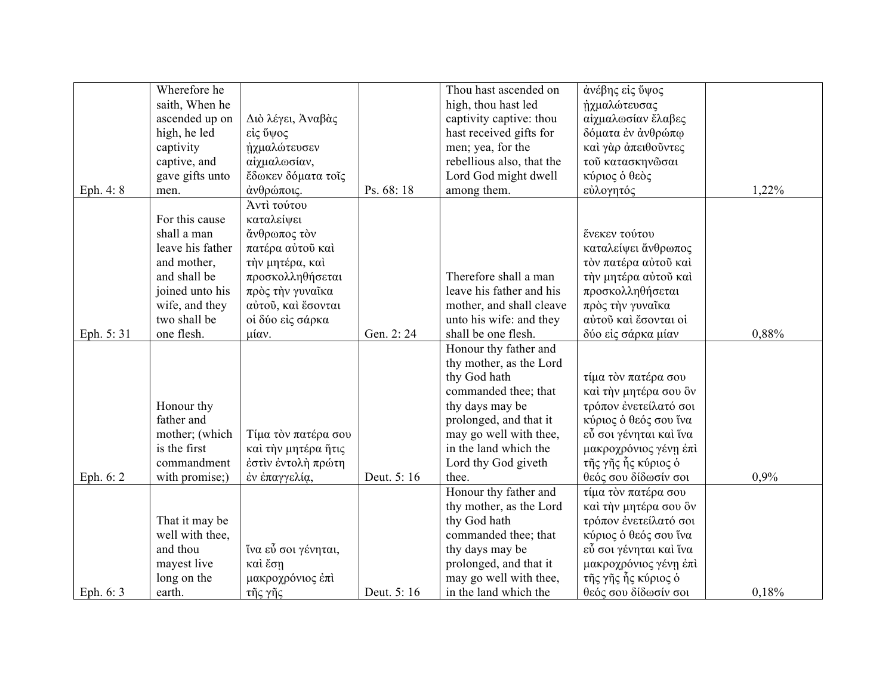| | | | | | | |
|---|---|---|---|---|---|---|
| Eph. 4: 8 | Wherefore he saith, When he ascended up on high, he led captivity captive, and gave gifts unto men. | Διὸ λέγει, Ἀναβὰς εἰς ὕψος ᾐχμαλώτευσεν αἰχμαλωσίαν, ἔδωκεν δόματα τοῖς ἀνθρώποις. | Ps. 68: 18 | Thou hast ascended on high, thou hast led captivity captive: thou hast received gifts for men; yea, for the rebellious also, that the Lord God might dwell among them. | ἀνέβης εἰς ὕψος ᾐχμαλώτευσας αἰχμαλωσίαν ἔλαβες δόματα ἐν ἀνθρώπῳ καὶ γὰρ ἀπειθοῦντες τοῦ κατασκηνῶσαι κύριος ὁ θεὸς εὐλογητός | 1,22% |
| Eph. 5: 31 | For this cause shall a man leave his father and mother, and shall be joined unto his wife, and they two shall be one flesh. | Ἀντὶ τούτου καταλείψει ἄνθρωπος τὸν πατέρα αὐτοῦ καὶ τὴν μητέρα, καὶ προσκολληθήσεται πρὸς τὴν γυναῖκα αὐτοῦ, καὶ ἔσονται οἱ δύο εἰς σάρκα μίαν. | Gen. 2: 24 | Therefore shall a man leave his father and his mother, and shall cleave unto his wife: and they shall be one flesh. | ἕνεκεν τούτου καταλείψει ἄνθρωπος τὸν πατέρα αὐτοῦ καὶ τὴν μητέρα αὐτοῦ καὶ προσκολληθήσεται πρὸς τὴν γυναῖκα αὐτοῦ καὶ ἔσονται οἱ δύο εἰς σάρκα μίαν | 0,88% |
| Eph. 6: 2 | Honour thy father and mother; (which is the first commandment with promise;) | Τίμα τὸν πατέρα σου καὶ τὴν μητέρα ἥτις ἐστὶν ἐντολὴ πρώτη ἐν ἐπαγγελίᾳ, | Deut. 5: 16 | Honour thy father and thy mother, as the Lord thy God hath commanded thee; that thy days may be prolonged, and that it may go well with thee, in the land which the Lord thy God giveth thee. | τίμα τὸν πατέρα σου καὶ τὴν μητέρα σου ὃν τρόπον ἐνετείλατό σοι κύριος ὁ θεός σου ἵνα εὖ σοι γένηται καὶ ἵνα μακροχρόνιος γένῃ ἐπὶ τῆς γῆς ἧς κύριος ὁ θεός σου δίδωσίν σοι | 0,9% |
| Eph. 6: 3 | That it may be well with thee, and thou mayest live long on the earth. | ἵνα εὖ σοι γένηται, καὶ ἔσῃ μακροχρόνιος ἐπὶ τῆς γῆς | Deut. 5: 16 | Honour thy father and thy mother, as the Lord thy God hath commanded thee; that thy days may be prolonged, and that it may go well with thee, in the land which the | τίμα τὸν πατέρα σου καὶ τὴν μητέρα σου ὃν τρόπον ἐνετείλατό σοι κύριος ὁ θεός σου ἵνα εὖ σοι γένηται καὶ ἵνα μακροχρόνιος γένῃ ἐπὶ τῆς γῆς ἧς κύριος ὁ θεός σου δίδωσίν σοι | 0,18% |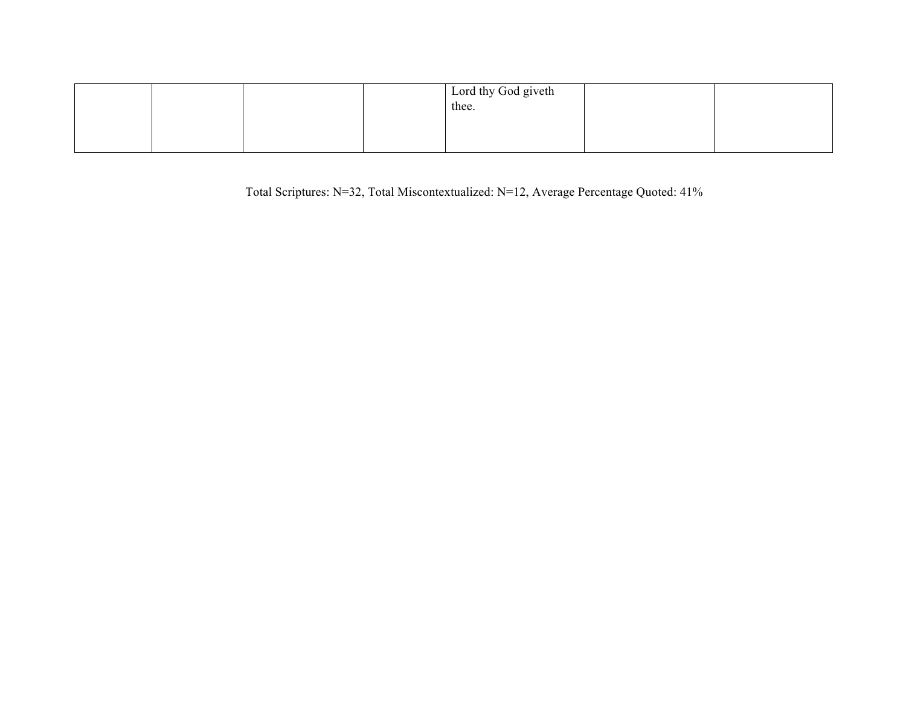| | | | | | | |
|---|---|---|---|---|---|---|
| | | | | Lord thy God giveth thee. | | |

Total Scriptures: N=32, Total Miscontextualized: N=12, Average Percentage Quoted: 41%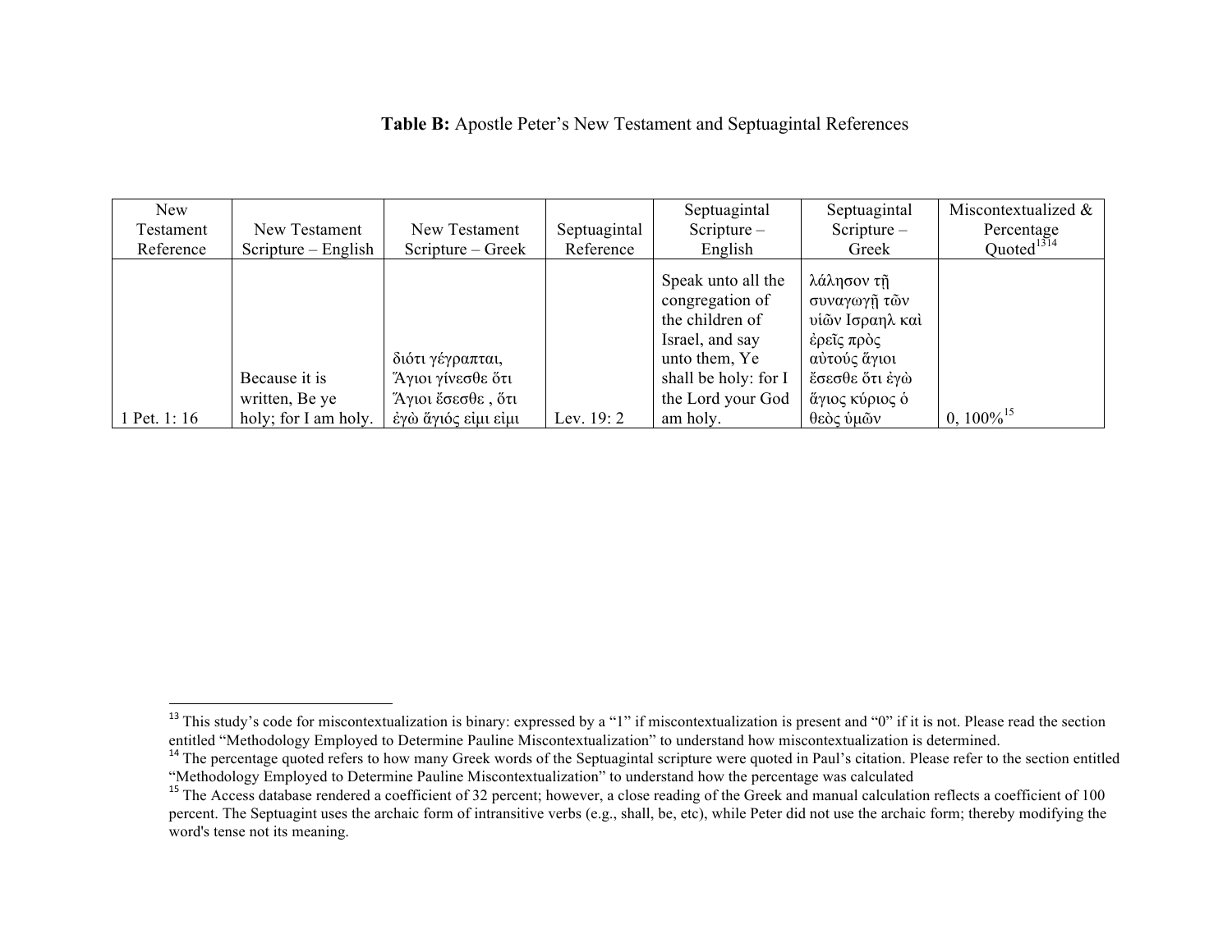**Table B:** Apostle Peter's New Testament and Septuagintal References

| New Testament Reference | New Testament Scripture – English | New Testament Scripture – Greek | Septuagintal Reference | Septuagintal Scripture – English | Septuagintal Scripture – Greek | Miscontextualized & Percentage Quoted[13][14] |
|---|---|---|---|---|---|---|
| 1 Pet. 1: 16 | Because it is written, Be ye holy; for I am holy. | διότι γέγραπται, Ἅγιοι γίνεσθε ὅτι Ἅγιοι ἔσεσθε , ὅτι ἐγὼ ἅγιός εἰμι εἰμι | Lev. 19: 2 | Speak unto all the congregation of the children of Israel, and say unto them, Ye shall be holy: for I the Lord your God am holy. | λάλησον τῇ συναγωγῇ τῶν υἱῶν Ισραηλ καὶ ἐρεῖς πρὸς αὐτούς ἅγιοι ἔσεσθε ὅτι ἐγὼ ἅγιος κύριος ὁ θεὸς ὑμῶν | 0, 100%[15] |

[13] This study's code for miscontextualization is binary: expressed by a "1" if miscontextualization is present and "0" if it is not. Please read the section entitled "Methodology Employed to Determine Pauline Miscontextualization" to understand how miscontextualization is determined.

[14] The percentage quoted refers to how many Greek words of the Septuagintal scripture were quoted in Paul's citation. Please refer to the section entitled "Methodology Employed to Determine Pauline Miscontextualization" to understand how the percentage was calculated

[15] The Access database rendered a coefficient of 32 percent; however, a close reading of the Greek and manual calculation reflects a coefficient of 100 percent. The Septuagint uses the archaic form of intransitive verbs (e.g., shall, be, etc), while Peter did not use the archaic form; thereby modifying the word's tense not its meaning.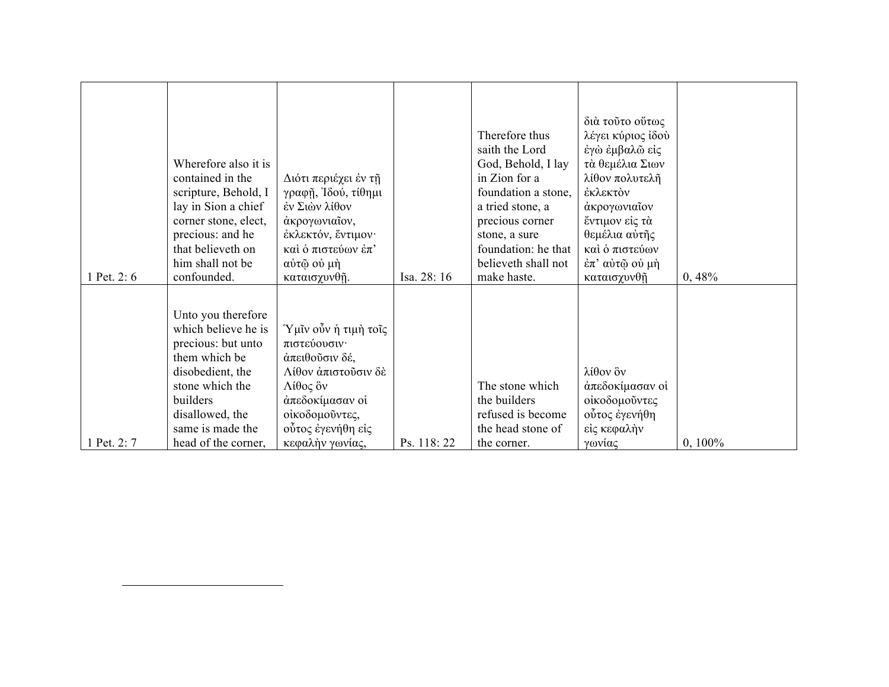| | | | | | | |
|---|---|---|---|---|---|---|
| 1 Pet. 2: 6 | Wherefore also it is contained in the scripture, Behold, I lay in Sion a chief corner stone, elect, precious: and he that believeth on him shall not be confounded. | Διότι περιέχει ἐν τῇ γραφῇ, Ἰδού, τίθημι ἐν Σιὼν λίθον ἀκρογωνιαῖον, ἐκλεκτόν, ἔντιμον· καὶ ὁ πιστεύων ἐπ' αὐτῷ οὐ μὴ καταισχυνθῇ. | Isa. 28: 16 | Therefore thus saith the Lord God, Behold, I lay in Zion for a foundation a stone, a tried stone, a precious corner stone, a sure foundation: he that believeth shall not make haste. | διὰ τοῦτο οὕτως λέγει κύριος ἰδοὺ ἐγὼ ἐμβαλῶ εἰς τὰ θεμέλια Σιων λίθον πολυτελῆ ἐκλεκτὸν ἀκρογωνιαῖον ἔντιμον εἰς τὰ θεμέλια αὐτῆς καὶ ὁ πιστεύων ἐπ' αὐτῷ οὐ μὴ καταισχυνθῇ | 0, 48% |
| 1 Pet. 2: 7 | Unto you therefore which believe he is precious: but unto them which be disobedient, the stone which the builders disallowed, the same is made the head of the corner, | Ὑμῖν οὖν ἡ τιμὴ τοῖς πιστεύουσιν· ἀπειθοῦσιν δέ, Λίθον ἀπιστοῦσιν δὲ Λίθος ὃν ἀπεδοκίμασαν οἱ οἰκοδομοῦντες, οὗτος ἐγενήθη εἰς κεφαλὴν γωνίας, | Ps. 118: 22 | The stone which the builders refused is become the head stone of the corner. | λίθον ὃν ἀπεδοκίμασαν οἱ οἰκοδομοῦντες οὗτος ἐγενήθη εἰς κεφαλὴν γωνίας | 0, 100% |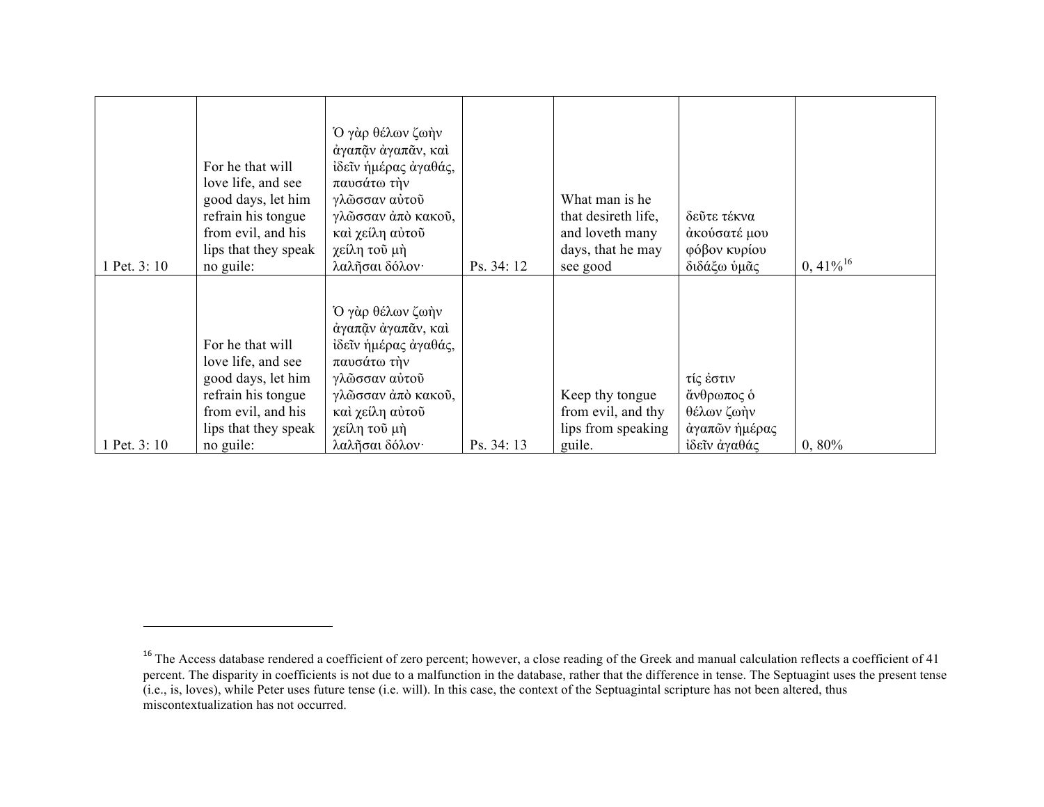| | | | | | | |
|---|---|---|---|---|---|---|
| 1 Pet. 3: 10 | For he that will love life, and see good days, let him refrain his tongue from evil, and his lips that they speak no guile: | Ὁ γὰρ θέλων ζωὴν ἀγαπᾶν ἀγαπᾶν, καὶ ἰδεῖν ἡμέρας ἀγαθάς, παυσάτω τὴν γλῶσσαν αὐτοῦ γλῶσσαν ἀπὸ κακοῦ, καὶ χείλη αὐτοῦ χείλη τοῦ μὴ λαλῆσαι δόλον· | Ps. 34: 12 | What man is he that desireth life, and loveth many days, that he may see good | δεῦτε τέκνα ἀκούσατέ μου φόβον κυρίου διδάξω ὑμᾶς | 0, 41%[16] |
| 1 Pet. 3: 10 | For he that will love life, and see good days, let him refrain his tongue from evil, and his lips that they speak no guile: | Ὁ γὰρ θέλων ζωὴν ἀγαπᾶν ἀγαπᾶν, καὶ ἰδεῖν ἡμέρας ἀγαθάς, παυσάτω τὴν γλῶσσαν αὐτοῦ γλῶσσαν ἀπὸ κακοῦ, καὶ χείλη αὐτοῦ χείλη τοῦ μὴ λαλῆσαι δόλον· | Ps. 34: 13 | Keep thy tongue from evil, and thy lips from speaking guile. | τίς ἐστιν ἄνθρωπος ὁ θέλων ζωὴν ἀγαπῶν ἡμέρας ἰδεῖν ἀγαθάς | 0, 80% |

[16] The Access database rendered a coefficient of zero percent; however, a close reading of the Greek and manual calculation reflects a coefficient of 41 percent. The disparity in coefficients is not due to a malfunction in the database, rather that the difference in tense. The Septuagint uses the present tense (i.e., is, loves), while Peter uses future tense (i.e. will). In this case, the context of the Septuagintal scripture has not been altered, thus miscontextualization has not occurred.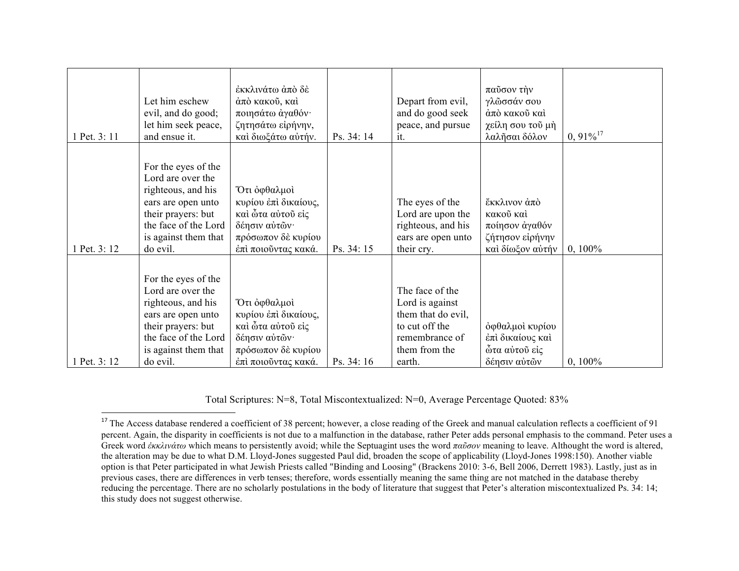| | | | | | | |
|---|---|---|---|---|---|---|
| 1 Pet. 3: 11 | Let him eschew evil, and do good; let him seek peace, and ensue it. | ἐκκλινάτω ἀπὸ δὲ ἀπὸ κακοῦ, καὶ ποιησάτω ἀγαθόν· ζητησάτω εἰρήνην, καὶ διωξάτω αὐτήν. | Ps. 34: 14 | Depart from evil, and do good seek peace, and pursue it. | παῦσον τὴν γλῶσσάν σου ἀπὸ κακοῦ καὶ χείλη σου τοῦ μὴ λαλῆσαι δόλον | 0, 91%[17] |
| 1 Pet. 3: 12 | For the eyes of the Lord are over the righteous, and his ears are open unto their prayers: but the face of the Lord is against them that do evil. | Ὅτι ὀφθαλμοὶ κυρίου ἐπὶ δικαίους, καὶ ὦτα αὐτοῦ εἰς δέησιν αὐτῶν· πρόσωπον δὲ κυρίου ἐπὶ ποιοῦντας κακά. | Ps. 34: 15 | The eyes of the Lord are upon the righteous, and his ears are open unto their cry. | ἔκκλινον ἀπὸ κακοῦ καὶ ποίησον ἀγαθόν ζήτησον εἰρήνην καὶ δίωξον αὐτήν | 0, 100% |
| 1 Pet. 3: 12 | For the eyes of the Lord are over the righteous, and his ears are open unto their prayers: but the face of the Lord is against them that do evil. | Ὅτι ὀφθαλμοὶ κυρίου ἐπὶ δικαίους, καὶ ὦτα αὐτοῦ εἰς δέησιν αὐτῶν· πρόσωπον δὲ κυρίου ἐπὶ ποιοῦντας κακά. | Ps. 34: 16 | The face of the Lord is against them that do evil, to cut off the remembrance of them from the earth. | ὀφθαλμοὶ κυρίου ἐπὶ δικαίους καὶ ὦτα αὐτοῦ εἰς δέησιν αὐτῶν | 0, 100% |

Total Scriptures: N=8, Total Miscontextualized: N=0, Average Percentage Quoted: 83%

[17] The Access database rendered a coefficient of 38 percent; however, a close reading of the Greek and manual calculation reflects a coefficient of 91 percent. Again, the disparity in coefficients is not due to a malfunction in the database, rather Peter adds personal emphasis to the command. Peter uses a Greek word *ἐκκλινάτω* which means to persistently avoid; while the Septuagint uses the word *παῦσον* meaning to leave. Althought the word is altered, the alteration may be due to what D.M. Lloyd-Jones suggested Paul did, broaden the scope of applicability (Lloyd-Jones 1998:150). Another viable option is that Peter participated in what Jewish Priests called "Binding and Loosing" (Brackens 2010: 3-6, Bell 2006, Derrett 1983). Lastly, just as in previous cases, there are differences in verb tenses; therefore, words essentially meaning the same thing are not matched in the database thereby reducing the percentage. There are no scholarly postulations in the body of literature that suggest that Peter's alteration miscontextualized Ps. 34: 14; this study does not suggest otherwise.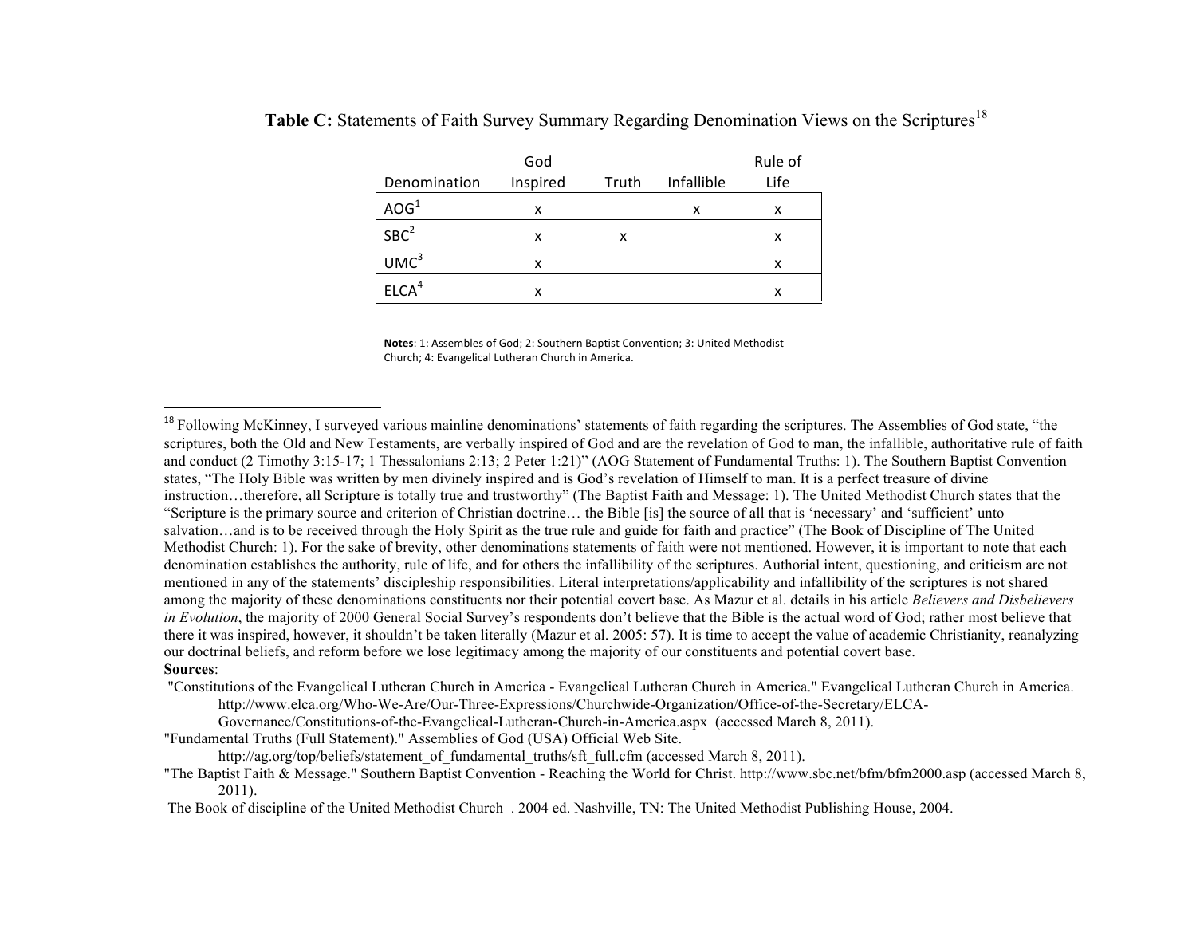**Table C:** Statements of Faith Survey Summary Regarding Denomination Views on the Scriptures[18]

| Denomination | God Inspired | Truth | Infallible | Rule of Life |
|---|---|---|---|---|
| AOG[1] | x | | x | x |
| SBC[2] | x | x | | x |
| UMC[3] | x | | | x |
| ELCA[4] | x | | | x |

**Notes**: 1: Assembles of God; 2: Southern Baptist Convention; 3: United Methodist Church; 4: Evangelical Lutheran Church in America.

---

[18] Following McKinney, I surveyed various mainline denominations' statements of faith regarding the scriptures. The Assemblies of God state, "the scriptures, both the Old and New Testaments, are verbally inspired of God and are the revelation of God to man, the infallible, authoritative rule of faith and conduct (2 Timothy 3:15-17; 1 Thessalonians 2:13; 2 Peter 1:21)" (AOG Statement of Fundamental Truths: 1). The Southern Baptist Convention states, "The Holy Bible was written by men divinely inspired and is God's revelation of Himself to man. It is a perfect treasure of divine instruction…therefore, all Scripture is totally true and trustworthy" (The Baptist Faith and Message: 1). The United Methodist Church states that the "Scripture is the primary source and criterion of Christian doctrine… the Bible [is] the source of all that is 'necessary' and 'sufficient' unto salvation…and is to be received through the Holy Spirit as the true rule and guide for faith and practice" (The Book of Discipline of The United Methodist Church: 1). For the sake of brevity, other denominations statements of faith were not mentioned. However, it is important to note that each denomination establishes the authority, rule of life, and for others the infallibility of the scriptures. Authorial intent, questioning, and criticism are not mentioned in any of the statements' discipleship responsibilities. Literal interpretations/applicability and infallibility of the scriptures is not shared among the majority of these denominations constituents nor their potential covert base. As Mazur et al. details in his article *Believers and Disbelievers in Evolution*, the majority of 2000 General Social Survey's respondents don't believe that the Bible is the actual word of God; rather most believe that there it was inspired, however, it shouldn't be taken literally (Mazur et al. 2005: 57). It is time to accept the value of academic Christianity, reanalyzing our doctrinal beliefs, and reform before we lose legitimacy among the majority of our constituents and potential covert base.

**Sources**:

"Constitutions of the Evangelical Lutheran Church in America - Evangelical Lutheran Church in America." Evangelical Lutheran Church in America. http://www.elca.org/Who-We-Are/Our-Three-Expressions/Churchwide-Organization/Office-of-the-Secretary/ELCA-Governance/Constitutions-of-the-Evangelical-Lutheran-Church-in-America.aspx (accessed March 8, 2011).

"Fundamental Truths (Full Statement)." Assemblies of God (USA) Official Web Site. http://ag.org/top/beliefs/statement_of_fundamental_truths/sft_full.cfm (accessed March 8, 2011).

"The Baptist Faith & Message." Southern Baptist Convention - Reaching the World for Christ. http://www.sbc.net/bfm/bfm2000.asp (accessed March 8, 2011).

The Book of discipline of the United Methodist Church . 2004 ed. Nashville, TN: The United Methodist Publishing House, 2004.